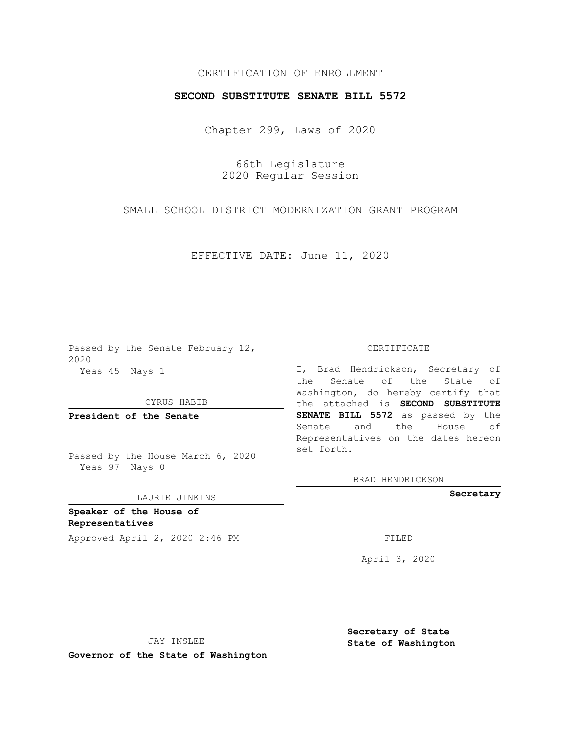CERTIFICATION OF ENROLLMENT

**SECOND SUBSTITUTE SENATE BILL 5572**

Chapter 299, Laws of 2020

66th Legislature
2020 Regular Session

SMALL SCHOOL DISTRICT MODERNIZATION GRANT PROGRAM

EFFECTIVE DATE: June 11, 2020

Passed by the Senate February 12, 2020
Yeas 45 Nays 1

CYRUS HABIB

**President of the Senate**

Passed by the House March 6, 2020
Yeas 97 Nays 0

LAURIE JINKINS

**Speaker of the House of Representatives**

Approved April 2, 2020 2:46 PM

JAY INSLEE

**Governor of the State of Washington**

CERTIFICATE

I, Brad Hendrickson, Secretary of the Senate of the State of Washington, do hereby certify that the attached is **SECOND SUBSTITUTE SENATE BILL 5572** as passed by the Senate and the House of Representatives on the dates hereon set forth.

BRAD HENDRICKSON

**Secretary**

FILED

April 3, 2020

**Secretary of State**
**State of Washington**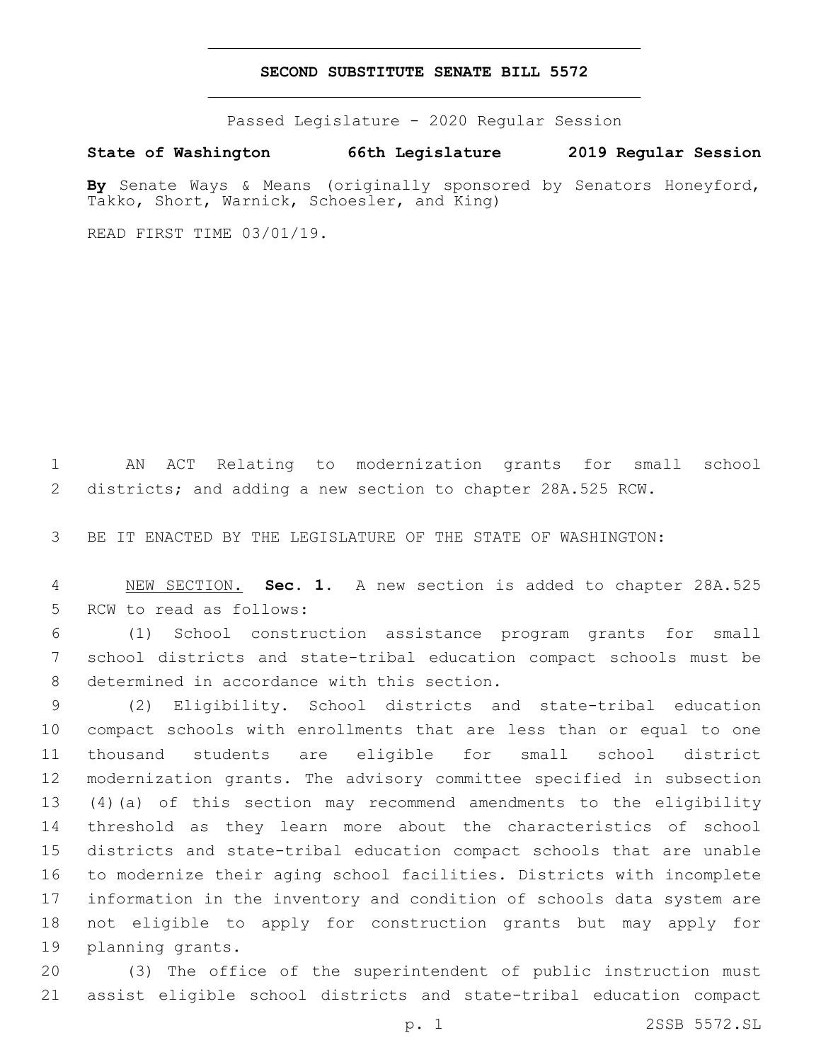# SECOND SUBSTITUTE SENATE BILL 5572

Passed Legislature - 2020 Regular Session

**State of Washington 66th Legislature 2019 Regular Session**

**By** Senate Ways & Means (originally sponsored by Senators Honeyford, Takko, Short, Warnick, Schoesler, and King)

READ FIRST TIME 03/01/19.

AN ACT Relating to modernization grants for small school districts; and adding a new section to chapter 28A.525 RCW.

BE IT ENACTED BY THE LEGISLATURE OF THE STATE OF WASHINGTON:

NEW SECTION. **Sec. 1.** A new section is added to chapter 28A.525 RCW to read as follows:

(1) School construction assistance program grants for small school districts and state-tribal education compact schools must be determined in accordance with this section.

(2) Eligibility. School districts and state-tribal education compact schools with enrollments that are less than or equal to one thousand students are eligible for small school district modernization grants. The advisory committee specified in subsection (4)(a) of this section may recommend amendments to the eligibility threshold as they learn more about the characteristics of school districts and state-tribal education compact schools that are unable to modernize their aging school facilities. Districts with incomplete information in the inventory and condition of schools data system are not eligible to apply for construction grants but may apply for planning grants.

(3) The office of the superintendent of public instruction must assist eligible school districts and state-tribal education compact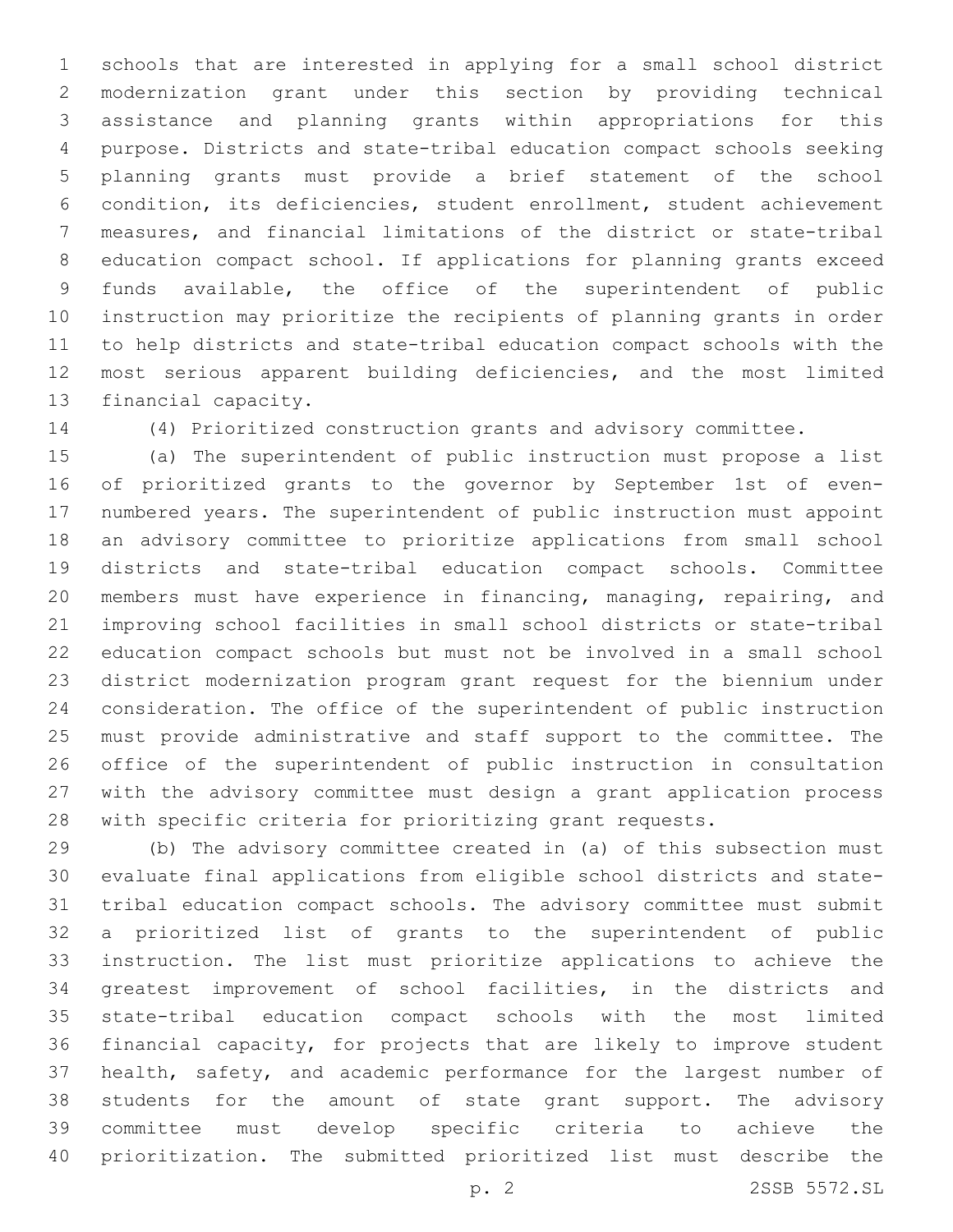schools that are interested in applying for a small school district modernization grant under this section by providing technical assistance and planning grants within appropriations for this purpose. Districts and state-tribal education compact schools seeking planning grants must provide a brief statement of the school condition, its deficiencies, student enrollment, student achievement measures, and financial limitations of the district or state-tribal education compact school. If applications for planning grants exceed funds available, the office of the superintendent of public instruction may prioritize the recipients of planning grants in order to help districts and state-tribal education compact schools with the most serious apparent building deficiencies, and the most limited financial capacity.

(4) Prioritized construction grants and advisory committee.

(a) The superintendent of public instruction must propose a list of prioritized grants to the governor by September 1st of even-numbered years. The superintendent of public instruction must appoint an advisory committee to prioritize applications from small school districts and state-tribal education compact schools. Committee members must have experience in financing, managing, repairing, and improving school facilities in small school districts or state-tribal education compact schools but must not be involved in a small school district modernization program grant request for the biennium under consideration. The office of the superintendent of public instruction must provide administrative and staff support to the committee. The office of the superintendent of public instruction in consultation with the advisory committee must design a grant application process with specific criteria for prioritizing grant requests.

(b) The advisory committee created in (a) of this subsection must evaluate final applications from eligible school districts and state-tribal education compact schools. The advisory committee must submit a prioritized list of grants to the superintendent of public instruction. The list must prioritize applications to achieve the greatest improvement of school facilities, in the districts and state-tribal education compact schools with the most limited financial capacity, for projects that are likely to improve student health, safety, and academic performance for the largest number of students for the amount of state grant support. The advisory committee must develop specific criteria to achieve the prioritization. The submitted prioritized list must describe the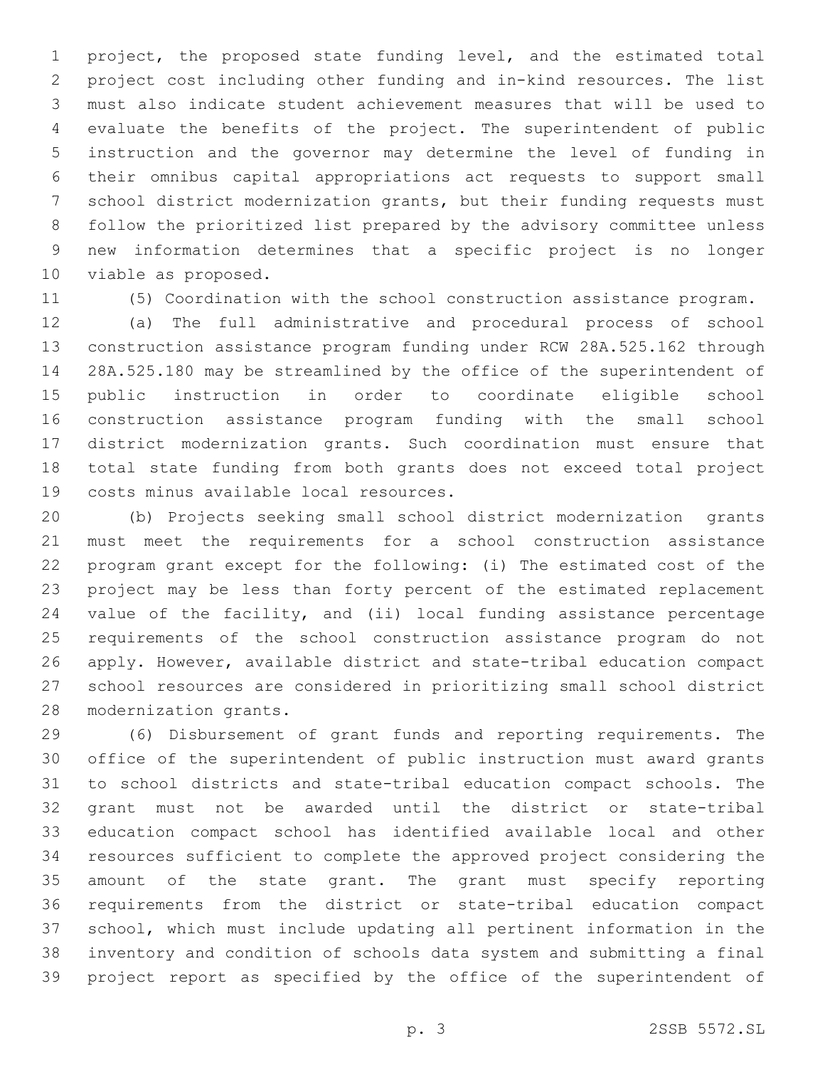project, the proposed state funding level, and the estimated total project cost including other funding and in-kind resources. The list must also indicate student achievement measures that will be used to evaluate the benefits of the project. The superintendent of public instruction and the governor may determine the level of funding in their omnibus capital appropriations act requests to support small school district modernization grants, but their funding requests must follow the prioritized list prepared by the advisory committee unless new information determines that a specific project is no longer viable as proposed.

(5) Coordination with the school construction assistance program.

(a) The full administrative and procedural process of school construction assistance program funding under RCW 28A.525.162 through 28A.525.180 may be streamlined by the office of the superintendent of public instruction in order to coordinate eligible school construction assistance program funding with the small school district modernization grants. Such coordination must ensure that total state funding from both grants does not exceed total project costs minus available local resources.

(b) Projects seeking small school district modernization grants must meet the requirements for a school construction assistance program grant except for the following: (i) The estimated cost of the project may be less than forty percent of the estimated replacement value of the facility, and (ii) local funding assistance percentage requirements of the school construction assistance program do not apply. However, available district and state-tribal education compact school resources are considered in prioritizing small school district modernization grants.

(6) Disbursement of grant funds and reporting requirements. The office of the superintendent of public instruction must award grants to school districts and state-tribal education compact schools. The grant must not be awarded until the district or state-tribal education compact school has identified available local and other resources sufficient to complete the approved project considering the amount of the state grant. The grant must specify reporting requirements from the district or state-tribal education compact school, which must include updating all pertinent information in the inventory and condition of schools data system and submitting a final project report as specified by the office of the superintendent of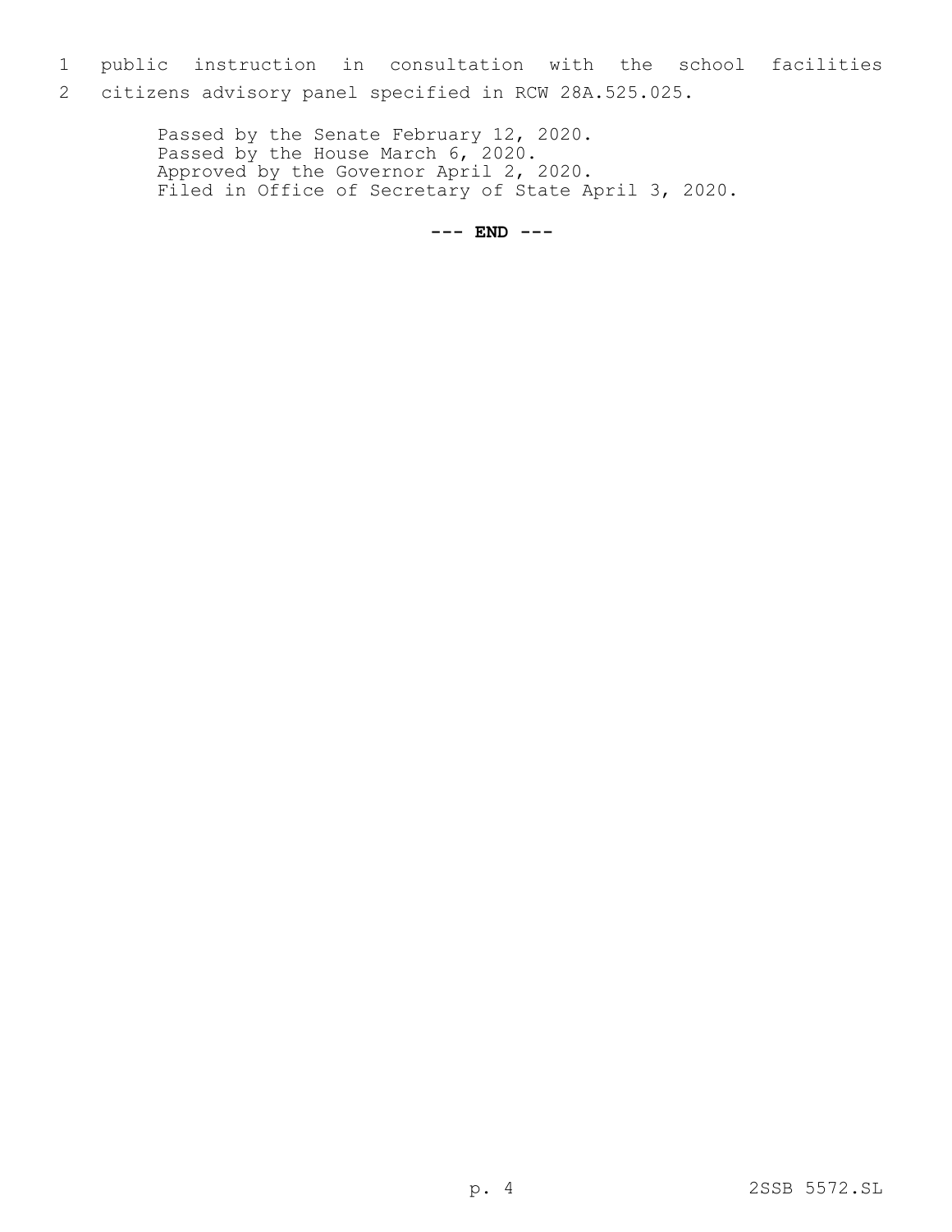public instruction in consultation with the school facilities citizens advisory panel specified in RCW 28A.525.025.

Passed by the Senate February 12, 2020.
Passed by the House March 6, 2020.
Approved by the Governor April 2, 2020.
Filed in Office of Secretary of State April 3, 2020.

**--- END ---**